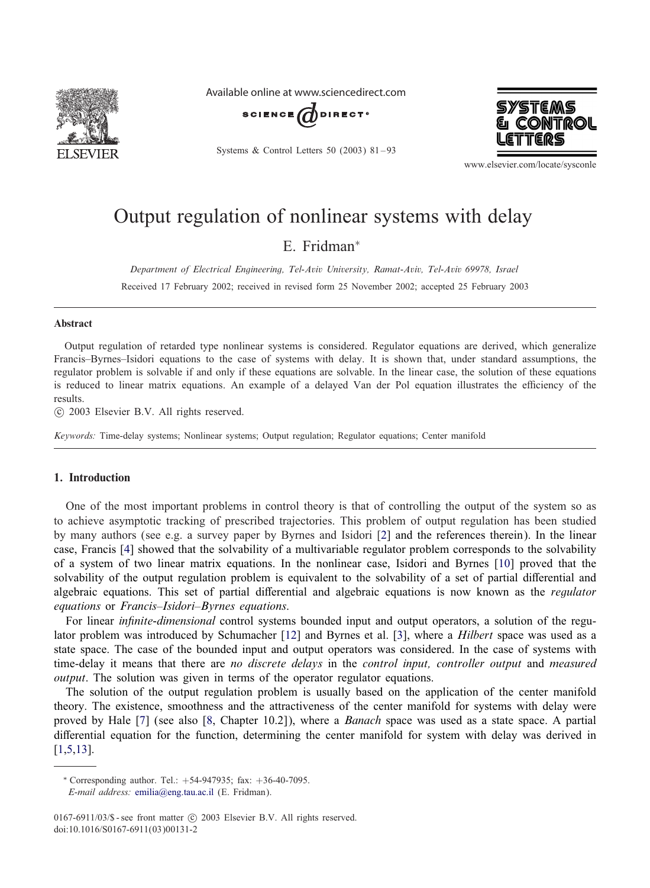# Output regulation of nonlinear systems with delay

E. Fridman*

*Department of Electrical Engineering, Tel-Aviv University, Ramat-Aviv, Tel-Aviv 69978, Israel*

Received 17 February 2002; received in revised form 25 November 2002; accepted 25 February 2003

## Abstract

Output regulation of retarded type nonlinear systems is considered. Regulator equations are derived, which generalize Francis–Byrnes–Isidori equations to the case of systems with delay. It is shown that, under standard assumptions, the regulator problem is solvable if and only if these equations are solvable. In the linear case, the solution of these equations is reduced to linear matrix equations. An example of a delayed Van der Pol equation illustrates the efficiency of the results.

© 2003 Elsevier B.V. All rights reserved.

*Keywords:* Time-delay systems; Nonlinear systems; Output regulation; Regulator equations; Center manifold

## 1. Introduction

One of the most important problems in control theory is that of controlling the output of the system so as to achieve asymptotic tracking of prescribed trajectories. This problem of output regulation has been studied by many authors (see e.g. a survey paper by Byrnes and Isidori [2] and the references therein). In the linear case, Francis [4] showed that the solvability of a multivariable regulator problem corresponds to the solvability of a system of two linear matrix equations. In the nonlinear case, Isidori and Byrnes [10] proved that the solvability of the output regulation problem is equivalent to the solvability of a set of partial differential and algebraic equations. This set of partial differential and algebraic equations is now known as the *regulator equations* or *Francis–Isidori–Byrnes equations*.

For linear *infinite-dimensional* control systems bounded input and output operators, a solution of the regulator problem was introduced by Schumacher [12] and Byrnes et al. [3], where a *Hilbert* space was used as a state space. The case of the bounded input and output operators was considered. In the case of systems with time-delay it means that there are *no discrete delays* in the *control input, controller output* and *measured output*. The solution was given in terms of the operator regulator equations.

The solution of the output regulation problem is usually based on the application of the center manifold theory. The existence, smoothness and the attractiveness of the center manifold for systems with delay were proved by Hale [7] (see also [8, Chapter 10.2]), where a *Banach* space was used as a state space. A partial differential equation for the function, determining the center manifold for system with delay was derived in [1,5,13].

\* Corresponding author. Tel.: +54-947935; fax: +36-40-7095.
*E-mail address:* emilia@eng.tau.ac.il (E. Fridman).

0167-6911/03/$ - see front matter © 2003 Elsevier B.V. All rights reserved.
doi:10.1016/S0167-6911(03)00131-2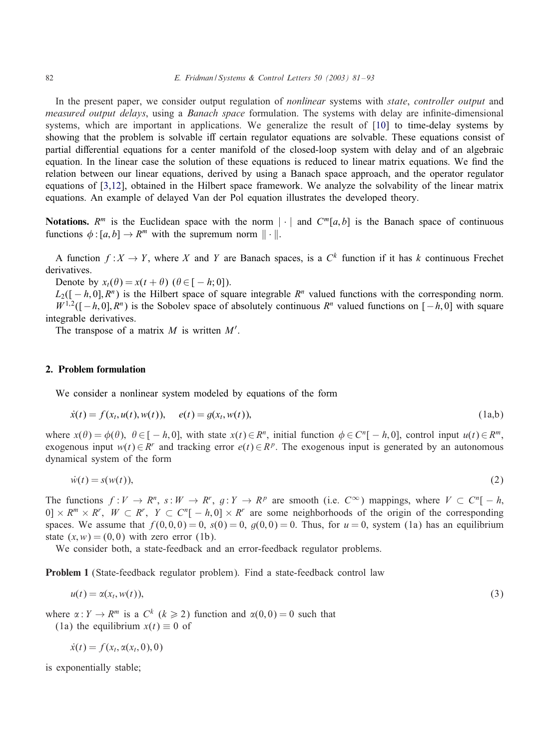In the present paper, we consider output regulation of *nonlinear* systems with *state*, *controller output* and *measured output delays*, using a *Banach space* formulation. The systems with delay are infinite-dimensional systems, which are important in applications. We generalize the result of [10] to time-delay systems by showing that the problem is solvable iff certain regulator equations are solvable. These equations consist of partial differential equations for a center manifold of the closed-loop system with delay and of an algebraic equation. In the linear case the solution of these equations is reduced to linear matrix equations. We find the relation between our linear equations, derived by using a Banach space approach, and the operator regulator equations of [3,12], obtained in the Hilbert space framework. We analyze the solvability of the linear matrix equations. An example of delayed Van der Pol equation illustrates the developed theory.

**Notations.** $R^m$ is the Euclidean space with the norm $|\cdot|$ and $C^m[a,b]$ is the Banach space of continuous functions $\phi:[a,b]\to R^m$ with the supremum norm $\|\cdot\|$.

A function $f:X\to Y$, where $X$ and $Y$ are Banach spaces, is a $C^k$ function if it has $k$ continuous Frechet derivatives.

Denote by $x_t(\theta)=x(t+\theta)$ $(\theta\in[-h;0])$.

$L_2([-h,0],R^n)$ is the Hilbert space of square integrable $R^n$ valued functions with the corresponding norm.

$W^{1,2}([-h,0],R^n)$ is the Sobolev space of absolutely continuous $R^n$ valued functions on $[-h,0]$ with square integrable derivatives.

The transpose of a matrix $M$ is written $M'$.

## 2. Problem formulation

We consider a nonlinear system modeled by equations of the form

$$\dot{x}(t)=f(x_t,u(t),w(t)),\qquad e(t)=g(x_t,w(t)),\tag{1a,b}$$

where $x(\theta)=\phi(\theta)$, $\theta\in[-h,0]$, with state $x(t)\in R^n$, initial function $\phi\in C^n[-h,0]$, control input $u(t)\in R^m$, exogenous input $w(t)\in R^r$ and tracking error $e(t)\in R^p$. The exogenous input is generated by an autonomous dynamical system of the form

$$\dot{w}(t)=s(w(t)),\tag{2}$$

The functions $f:V\to R^n$, $s:W\to R^r$, $g:Y\to R^p$ are smooth (i.e. $C^\infty$) mappings, where $V\subset C^n[-h,0]\times R^m\times R^r$, $W\subset R^r$, $Y\subset C^n[-h,0]\times R^r$ are some neighborhoods of the origin of the corresponding spaces. We assume that $f(0,0,0)=0$, $s(0)=0$, $g(0,0)=0$. Thus, for $u=0$, system (1a) has an equilibrium state $(x,w)=(0,0)$ with zero error (1b).

We consider both, a state-feedback and an error-feedback regulator problems.

**Problem 1** (State-feedback regulator problem). Find a state-feedback control law

$$u(t)=\alpha(x_t,w(t)),\tag{3}$$

where $\alpha:Y\to R^m$ is a $C^k$ $(k\geqslant 2)$ function and $\alpha(0,0)=0$ such that

(1a) the equilibrium $x(t)\equiv 0$ of

$$\dot{x}(t)=f(x_t,\alpha(x_t,0),0)$$

is exponentially stable;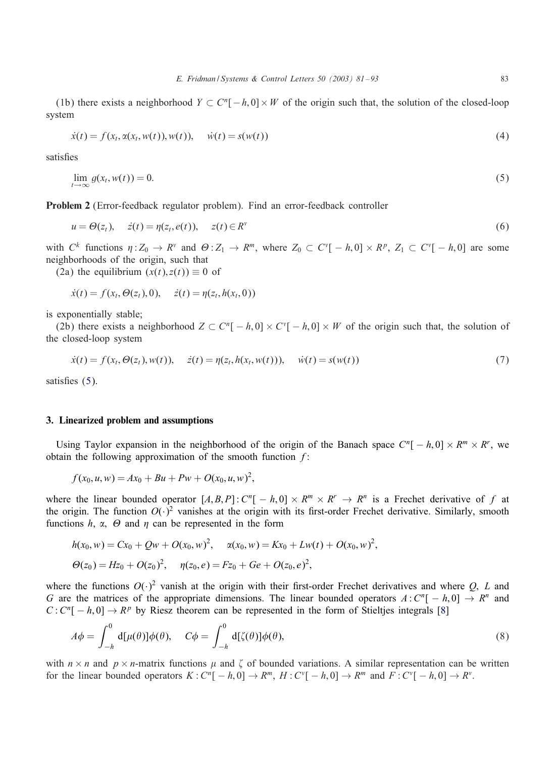(1b) there exists a neighborhood $Y \subset C^n[-h,0] \times W$ of the origin such that, the solution of the closed-loop system

$$\dot{x}(t) = f(x_t, \alpha(x_t, w(t)), w(t)), \quad \dot{w}(t) = s(w(t)) \tag{4}$$

satisfies

$$\lim_{t \to \infty} g(x_t, w(t)) = 0. \tag{5}$$

**Problem 2** (Error-feedback regulator problem). Find an error-feedback controller

$$u = \Theta(z_t), \quad \dot{z}(t) = \eta(z_t, e(t)), \quad z(t) \in R^v \tag{6}$$

with $C^k$ functions $\eta : Z_0 \to R^v$ and $\Theta : Z_1 \to R^m$, where $Z_0 \subset C^v[-h,0] \times R^p$, $Z_1 \subset C^v[-h,0]$ are some neighborhoods of the origin, such that

(2a) the equilibrium $(x(t), z(t)) \equiv 0$ of

$$\dot{x}(t) = f(x_t, \Theta(z_t), 0), \quad \dot{z}(t) = \eta(z_t, h(x_t, 0))$$

is exponentially stable;

(2b) there exists a neighborhood $Z \subset C^n[-h,0] \times C^v[-h,0] \times W$ of the origin such that, the solution of the closed-loop system

$$\dot{x}(t) = f(x_t, \Theta(z_t), w(t)), \quad \dot{z}(t) = \eta(z_t, h(x_t, w(t))), \quad \dot{w}(t) = s(w(t)) \tag{7}$$

satisfies (5).

## 3. Linearized problem and assumptions

Using Taylor expansion in the neighborhood of the origin of the Banach space $C^n[-h,0] \times R^m \times R^r$, we obtain the following approximation of the smooth function $f$:

$$f(x_0, u, w) = Ax_0 + Bu + Pw + O(x_0, u, w)^2,$$

where the linear bounded operator $[A, B, P] : C^n[-h,0] \times R^m \times R^r \to R^n$ is a Frechet derivative of $f$ at the origin. The function $O(\cdot)^2$ vanishes at the origin with its first-order Frechet derivative. Similarly, smooth functions $h$, $\alpha$, $\Theta$ and $\eta$ can be represented in the form

$$h(x_0, w) = Cx_0 + Qw + O(x_0, w)^2, \quad \alpha(x_0, w) = Kx_0 + Lw(t) + O(x_0, w)^2,$$

$$\Theta(z_0) = Hz_0 + O(z_0)^2, \quad \eta(z_0, e) = Fz_0 + Ge + O(z_0, e)^2,$$

where the functions $O(\cdot)^2$ vanish at the origin with their first-order Frechet derivatives and where $Q$, $L$ and $G$ are the matrices of the appropriate dimensions. The linear bounded operators $A : C^n[-h,0] \to R^n$ and $C : C^n[-h,0] \to R^p$ by Riesz theorem can be represented in the form of Stieltjes integrals [8]

$$A\phi = \int_{-h}^{0} \mathrm{d}[\mu(\theta)]\phi(\theta), \quad C\phi = \int_{-h}^{0} \mathrm{d}[\zeta(\theta)]\phi(\theta), \tag{8}$$

with $n \times n$ and $p \times n$-matrix functions $\mu$ and $\zeta$ of bounded variations. A similar representation can be written for the linear bounded operators $K : C^n[-h,0] \to R^m$, $H : C^v[-h,0] \to R^m$ and $F : C^v[-h,0] \to R^v$.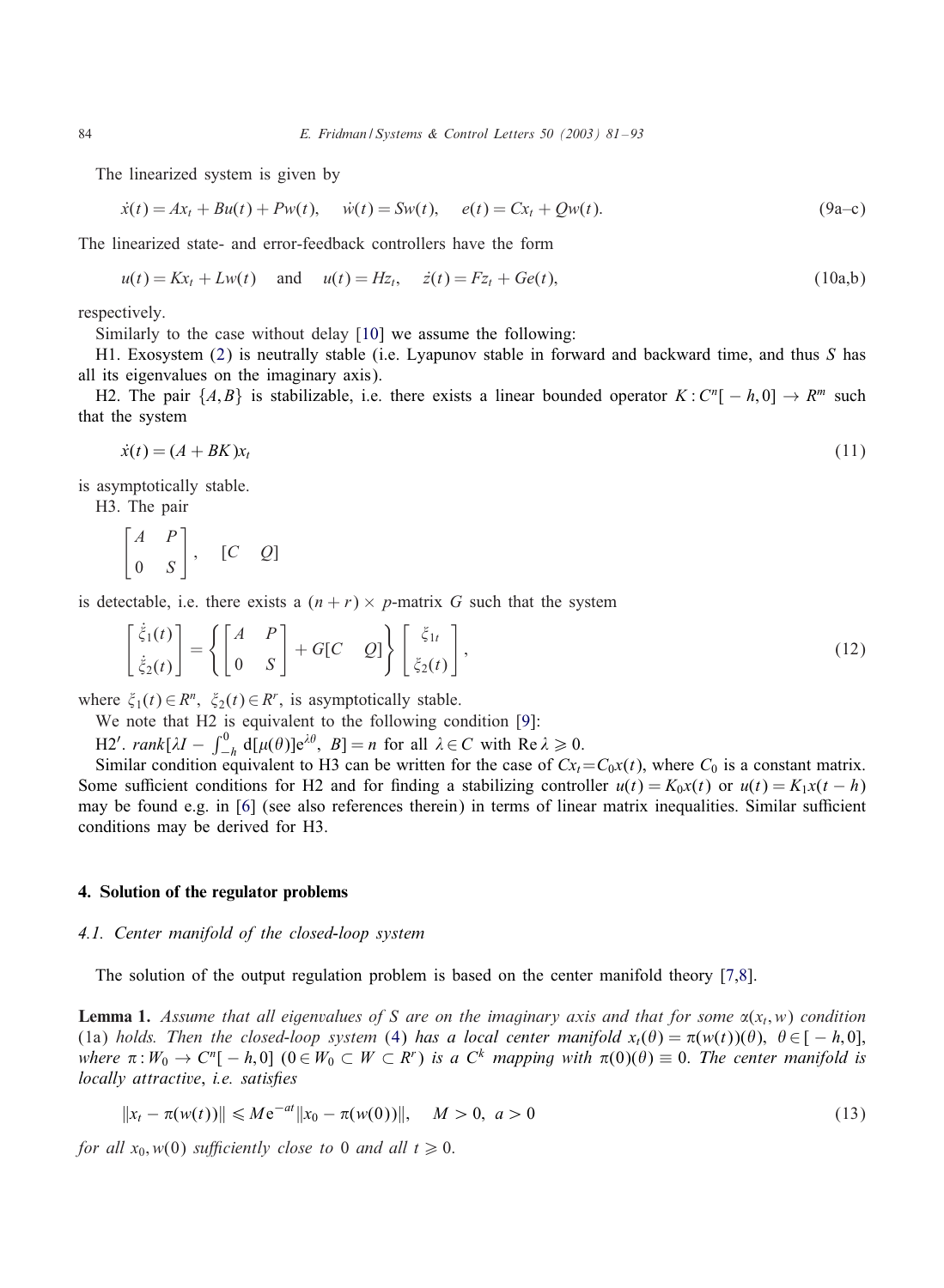The linearized system is given by

$$\dot{x}(t) = Ax_t + Bu(t) + Pw(t), \quad \dot{w}(t) = Sw(t), \quad e(t) = Cx_t + Qw(t). \tag{9a–c}$$

The linearized state- and error-feedback controllers have the form

$$u(t) = Kx_t + Lw(t) \quad \text{and} \quad u(t) = Hz_t, \quad \dot{z}(t) = Fz_t + Ge(t), \tag{10a,b}$$

respectively.

Similarly to the case without delay [10] we assume the following:

H1. Exosystem (2) is neutrally stable (i.e. Lyapunov stable in forward and backward time, and thus $S$ has all its eigenvalues on the imaginary axis).

H2. The pair $\{A, B\}$ is stabilizable, i.e. there exists a linear bounded operator $K : C^n[-h, 0] \to R^m$ such that the system

$$\dot{x}(t) = (A + BK)x_t \tag{11}$$

is asymptotically stable.

H3. The pair

$$\begin{bmatrix} A & P \\ 0 & S \end{bmatrix}, \quad [C \quad Q]$$

is detectable, i.e. there exists a $(n+r) \times p$-matrix $G$ such that the system

$$\begin{bmatrix} \dot{\xi}_1(t) \\ \dot{\xi}_2(t) \end{bmatrix} = \left\{ \begin{bmatrix} A & P \\ 0 & S \end{bmatrix} + G[C \quad Q] \right\} \begin{bmatrix} \xi_{1t} \\ \xi_2(t) \end{bmatrix}, \tag{12}$$

where $\xi_1(t) \in R^n$, $\xi_2(t) \in R^r$, is asymptotically stable.

We note that H2 is equivalent to the following condition [9]:

H2′. $rank[\lambda I - \int_{-h}^{0} d[\mu(\theta)]e^{\lambda\theta}, \ B] = n$ for all $\lambda \in C$ with $\text{Re}\, \lambda \geqslant 0$.

Similar condition equivalent to H3 can be written for the case of $Cx_t = C_0 x(t)$, where $C_0$ is a constant matrix. Some sufficient conditions for H2 and for finding a stabilizing controller $u(t) = K_0 x(t)$ or $u(t) = K_1 x(t-h)$ may be found e.g. in [6] (see also references therein) in terms of linear matrix inequalities. Similar sufficient conditions may be derived for H3.

## 4. Solution of the regulator problems

### 4.1. Center manifold of the closed-loop system

The solution of the output regulation problem is based on the center manifold theory [7,8].

**Lemma 1.** *Assume that all eigenvalues of $S$ are on the imaginary axis and that for some $\alpha(x_t, w)$ condition (1a) holds. Then the closed-loop system (4) has a local center manifold $x_t(\theta) = \pi(w(t))(\theta)$, $\theta \in [-h, 0]$, where $\pi : W_0 \to C^n[-h, 0]$ $(0 \in W_0 \subset W \subset R^r)$ is a $C^k$ mapping with $\pi(0)(\theta) \equiv 0$. The center manifold is locally attractive, i.e. satisfies*

$$\|x_t - \pi(w(t))\| \leqslant M e^{-at} \|x_0 - \pi(w(0))\|, \quad M > 0, \ a > 0 \tag{13}$$

*for all $x_0, w(0)$ sufficiently close to 0 and all $t \geqslant 0$.*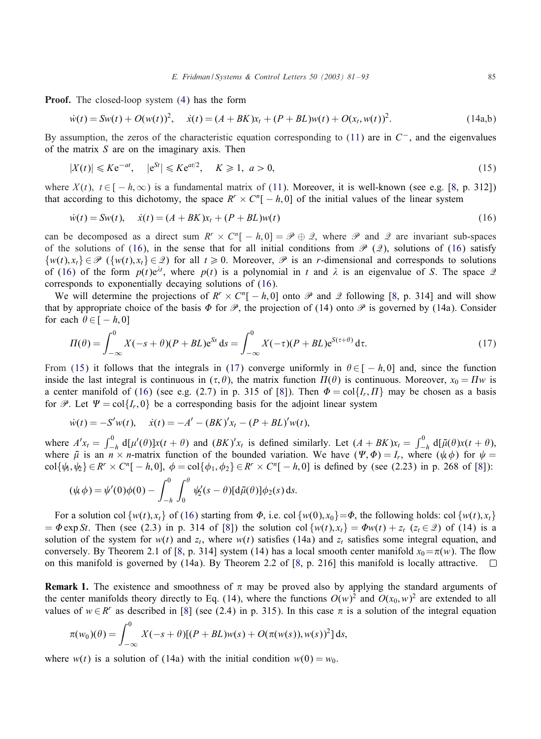**Proof.** The closed-loop system (4) has the form

$$\dot{w}(t) = Sw(t) + O(w(t))^2, \quad \dot{x}(t) = (A + BK)x_t + (P + BL)w(t) + O(x_t, w(t))^2. \tag{14a,b}$$

By assumption, the zeros of the characteristic equation corresponding to (11) are in $C^-$, and the eigenvalues of the matrix $S$ are on the imaginary axis. Then

$$|X(t)| \leqslant K e^{-at}, \quad |e^{St}| \leqslant K e^{at/2}, \quad K \geqslant 1, \ a > 0, \tag{15}$$

where $X(t)$, $t \in [-h, \infty)$ is a fundamental matrix of (11). Moreover, it is well-known (see e.g. [8, p. 312]) that according to this dichotomy, the space $R^r \times C^n[-h, 0]$ of the initial values of the linear system

$$\dot{w}(t) = Sw(t), \quad \dot{x}(t) = (A + BK)x_t + (P + BL)w(t) \tag{16}$$

can be decomposed as a direct sum $R^r \times C^n[-h, 0] = \mathscr{P} \oplus \mathscr{Q}$, where $\mathscr{P}$ and $\mathscr{Q}$ are invariant sub-spaces of the solutions of (16), in the sense that for all initial conditions from $\mathscr{P}$ ($\mathscr{Q}$), solutions of (16) satisfy $\{w(t), x_t\} \in \mathscr{P}$ ($\{w(t), x_t\} \in \mathscr{Q}$) for all $t \geqslant 0$. Moreover, $\mathscr{P}$ is an $r$-dimensional and corresponds to solutions of (16) of the form $p(t)e^{\lambda t}$, where $p(t)$ is a polynomial in $t$ and $\lambda$ is an eigenvalue of $S$. The space $\mathscr{Q}$ corresponds to exponentially decaying solutions of (16).

We will determine the projections of $R^r \times C^n[-h, 0]$ onto $\mathscr{P}$ and $\mathscr{Q}$ following [8, p. 314] and will show that by appropriate choice of the basis $\Phi$ for $\mathscr{P}$, the projection of (14) onto $\mathscr{P}$ is governed by (14a). Consider for each $\theta \in [-h, 0]$

$$\Pi(\theta) = \int_{-\infty}^{0} X(-s + \theta)(P + BL)e^{Ss}\, ds = \int_{-\infty}^{0} X(-\tau)(P + BL)e^{S(\tau+\theta)}\, d\tau. \tag{17}$$

From (15) it follows that the integrals in (17) converge uniformly in $\theta \in [-h, 0]$ and, since the function inside the last integral is continuous in $(\tau, \theta)$, the matrix function $\Pi(\theta)$ is continuous. Moreover, $x_0 = \Pi w$ is a center manifold of (16) (see e.g. (2.7) in p. 315 of [8]). Then $\Phi = \text{col}\{I_r, \Pi\}$ may be chosen as a basis for $\mathscr{P}$. Let $\Psi = \text{col}\{I_r, 0\}$ be a corresponding basis for the adjoint linear system

$$\dot{w}(t) = -S'w(t), \quad \dot{x}(t) = -A'-(BK)'x_t - (P + BL)'w(t),$$

where $A'x_t = \int_{-h}^{0} d[\mu'(\theta)]x(t + \theta)$ and $(BK)'x_t$ is defined similarly. Let $(A + BK)x_t = \int_{-h}^{0} d[\bar{\mu}(\theta)x(t + \theta)$, where $\bar{\mu}$ is an $n \times n$-matrix function of the bounded variation. We have $(\Psi, \Phi) = I_r$, where $(\psi, \phi)$ for $\psi = \text{col}\{\psi_1, \psi_2\} \in R^r \times C^n[-h, 0]$, $\phi = \text{col}\{\phi_1, \phi_2\} \in R^r \times C^n[-h, 0]$ is defined by (see (2.23) in p. 268 of [8]):

$$(\psi, \phi) = \psi'(0)\phi(0) - \int_{-h}^{0} \int_{0}^{\theta} \psi_2'(s - \theta)[d\bar{\mu}(\theta)]\phi_2(s)\, ds.$$

For a solution col $\{w(t), x_t\}$ of (16) starting from $\Phi$, i.e. col $\{w(0), x_0\} = \Phi$, the following holds: col $\{w(t), x_t\} = \Phi \exp St$. Then (see (2.3) in p. 314 of [8]) the solution col $\{w(t), x_t\} = \Phi w(t) + z_t$ ($z_t \in \mathscr{Q}$) of (14) is a solution of the system for $w(t)$ and $z_t$, where $w(t)$ satisfies (14a) and $z_t$ satisfies some integral equation, and conversely. By Theorem 2.1 of [8, p. 314] system (14) has a local smooth center manifold $x_0 = \pi(w)$. The flow on this manifold is governed by (14a). By Theorem 2.2 of [8, p. 216] this manifold is locally attractive. □

**Remark 1.** The existence and smoothness of $\pi$ may be proved also by applying the standard arguments of the center manifolds theory directly to Eq. (14), where the functions $O(w)^2$ and $O(x_0, w)^2$ are extended to all values of $w \in R^r$ as described in [8] (see (2.4) in p. 315). In this case $\pi$ is a solution of the integral equation

$$\pi(w_0)(\theta) = \int_{-\infty}^{0} X(-s + \theta)[(P + BL)w(s) + O(\pi(w(s)), w(s))^2]\, ds,$$

where $w(t)$ is a solution of (14a) with the initial condition $w(0) = w_0$.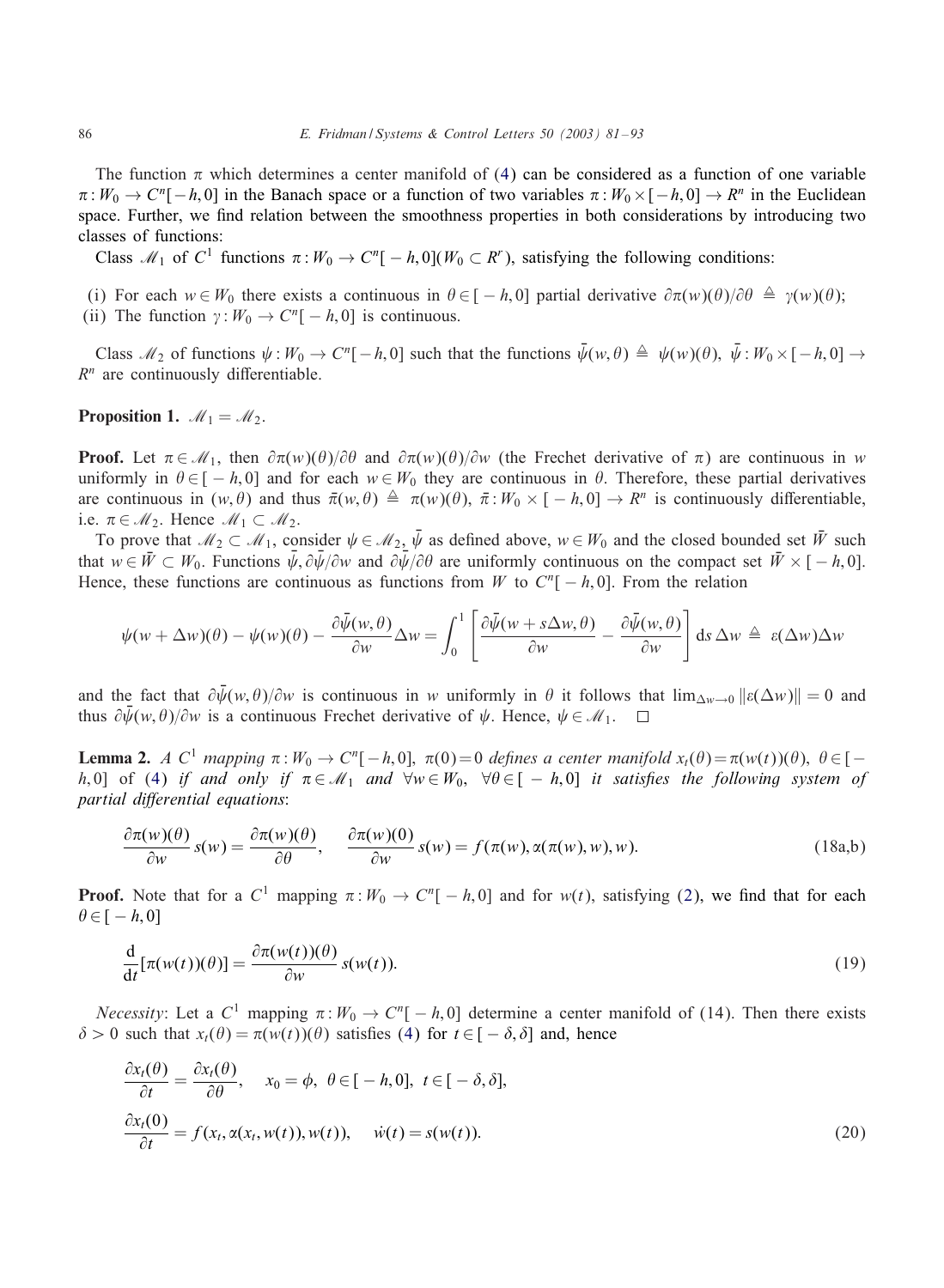The function $\pi$ which determines a center manifold of (4) can be considered as a function of one variable $\pi : W_0 \to C^n[-h,0]$ in the Banach space or a function of two variables $\pi : W_0 \times [-h,0] \to R^n$ in the Euclidean space. Further, we find relation between the smoothness properties in both considerations by introducing two classes of functions:

Class $\mathscr{M}_1$ of $C^1$ functions $\pi : W_0 \to C^n[-h,0] (W_0 \subset R^r)$, satisfying the following conditions:

(i) For each $w \in W_0$ there exists a continuous in $\theta \in [-h,0]$ partial derivative $\partial\pi(w)(\theta)/\partial\theta \triangleq \gamma(w)(\theta)$;
(ii) The function $\gamma : W_0 \to C^n[-h,0]$ is continuous.

Class $\mathscr{M}_2$ of functions $\psi : W_0 \to C^n[-h,0]$ such that the functions $\bar{\psi}(w,\theta) \triangleq \psi(w)(\theta)$, $\bar{\psi} : W_0 \times [-h,0] \to R^n$ are continuously differentiable.

**Proposition 1.** $\mathscr{M}_1 = \mathscr{M}_2$.

**Proof.** Let $\pi \in \mathscr{M}_1$, then $\partial\pi(w)(\theta)/\partial\theta$ and $\partial\pi(w)(\theta)/\partial w$ (the Frechet derivative of $\pi$) are continuous in $w$ uniformly in $\theta \in [-h,0]$ and for each $w \in W_0$ they are continuous in $\theta$. Therefore, these partial derivatives are continuous in $(w,\theta)$ and thus $\bar{\pi}(w,\theta) \triangleq \pi(w)(\theta)$, $\bar{\pi} : W_0 \times [-h,0] \to R^n$ is continuously differentiable, i.e. $\pi \in \mathscr{M}_2$. Hence $\mathscr{M}_1 \subset \mathscr{M}_2$.

To prove that $\mathscr{M}_2 \subset \mathscr{M}_1$, consider $\psi \in \mathscr{M}_2$, $\bar{\psi}$ as defined above, $w \in W_0$ and the closed bounded set $\bar{W}$ such that $w \in \bar{W} \subset W_0$. Functions $\bar{\psi}, \partial\bar{\psi}/\partial w$ and $\partial\bar{\psi}/\partial\theta$ are uniformly continuous on the compact set $\bar{W} \times [-h,0]$. Hence, these functions are continuous as functions from $W$ to $C^n[-h,0]$. From the relation

$$\psi(w+\Delta w)(\theta) - \psi(w)(\theta) - \frac{\partial\bar{\psi}(w,\theta)}{\partial w}\Delta w = \int_0^1 \left[\frac{\partial\bar{\psi}(w+s\Delta w,\theta)}{\partial w} - \frac{\partial\bar{\psi}(w,\theta)}{\partial w}\right] \mathrm{d}s\, \Delta w \triangleq \varepsilon(\Delta w)\Delta w$$

and the fact that $\partial\bar{\psi}(w,\theta)/\partial w$ is continuous in $w$ uniformly in $\theta$ it follows that $\lim_{\Delta w \to 0} \|\varepsilon(\Delta w)\| = 0$ and thus $\partial\bar{\psi}(w,\theta)/\partial w$ is a continuous Frechet derivative of $\psi$. Hence, $\psi \in \mathscr{M}_1$. $\square$

**Lemma 2.** *A $C^1$ mapping $\pi : W_0 \to C^n[-h,0]$, $\pi(0)=0$ defines a center manifold $x_t(\theta)=\pi(w(t))(\theta)$, $\theta \in [-h,0]$ of (4) if and only if $\pi \in \mathscr{M}_1$ and $\forall w \in W_0$, $\forall \theta \in [-h,0]$ it satisfies the following system of partial differential equations*:

$$\frac{\partial\pi(w)(\theta)}{\partial w} s(w) = \frac{\partial\pi(w)(\theta)}{\partial\theta}, \qquad \frac{\partial\pi(w)(0)}{\partial w} s(w) = f(\pi(w), \alpha(\pi(w), w), w). \tag{18a,b}$$

**Proof.** Note that for a $C^1$ mapping $\pi : W_0 \to C^n[-h,0]$ and for $w(t)$, satisfying (2), we find that for each $\theta \in [-h,0]$

$$\frac{\mathrm{d}}{\mathrm{d}t}[\pi(w(t))(\theta)] = \frac{\partial\pi(w(t))(\theta)}{\partial w} s(w(t)). \tag{19}$$

*Necessity*: Let a $C^1$ mapping $\pi : W_0 \to C^n[-h,0]$ determine a center manifold of (14). Then there exists $\delta > 0$ such that $x_t(\theta) = \pi(w(t))(\theta)$ satisfies (4) for $t \in [-\delta,\delta]$ and, hence

$$\begin{aligned}
&\frac{\partial x_t(\theta)}{\partial t} = \frac{\partial x_t(\theta)}{\partial\theta}, \quad x_0 = \phi, \ \theta \in [-h,0], \ t \in [-\delta,\delta], \\
&\frac{\partial x_t(0)}{\partial t} = f(x_t, \alpha(x_t, w(t)), w(t)), \quad \dot{w}(t) = s(w(t)).
\end{aligned} \tag{20}$$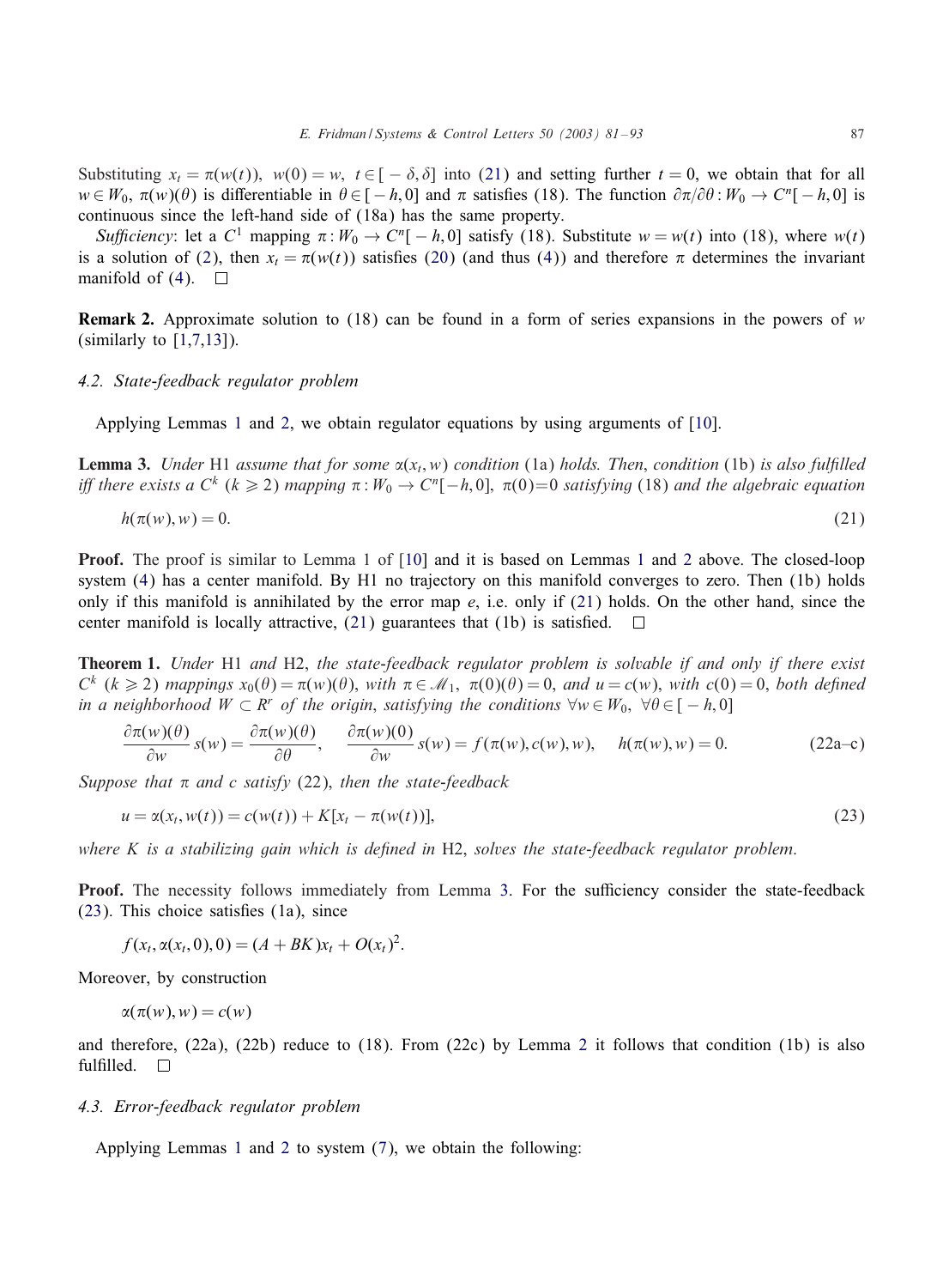Substituting $x_t = \pi(w(t)),\ w(0) = w,\ t \in [-\delta, \delta]$ into (21) and setting further $t = 0$, we obtain that for all $w \in W_0$, $\pi(w)(\theta)$ is differentiable in $\theta \in [-h, 0]$ and $\pi$ satisfies (18). The function $\partial\pi/\partial\theta : W_0 \to C^n[-h, 0]$ is continuous since the left-hand side of (18a) has the same property.

*Sufficiency*: let a $C^1$ mapping $\pi : W_0 \to C^n[-h, 0]$ satisfy (18). Substitute $w = w(t)$ into (18), where $w(t)$ is a solution of (2), then $x_t = \pi(w(t))$ satisfies (20) (and thus (4)) and therefore $\pi$ determines the invariant manifold of (4). $\square$

**Remark 2.** Approximate solution to (18) can be found in a form of series expansions in the powers of $w$ (similarly to [1,7,13]).

### 4.2. State-feedback regulator problem

Applying Lemmas 1 and 2, we obtain regulator equations by using arguments of [10].

**Lemma 3.** *Under* H1 *assume that for some* $\alpha(x_t, w)$ *condition* (1a) *holds. Then, condition* (1b) *is also fulfilled iff there exists a* $C^k$ $(k \geqslant 2)$ *mapping* $\pi : W_0 \to C^n[-h, 0]$, $\pi(0) = 0$ *satisfying* (18) *and the algebraic equation*

$$h(\pi(w), w) = 0. \tag{21}$$

**Proof.** The proof is similar to Lemma 1 of [10] and it is based on Lemmas 1 and 2 above. The closed-loop system (4) has a center manifold. By H1 no trajectory on this manifold converges to zero. Then (1b) holds only if this manifold is annihilated by the error map $e$, i.e. only if (21) holds. On the other hand, since the center manifold is locally attractive, (21) guarantees that (1b) is satisfied. $\square$

**Theorem 1.** *Under* H1 *and* H2, *the state-feedback regulator problem is solvable if and only if there exist* $C^k$ $(k \geqslant 2)$ *mappings* $x_0(\theta) = \pi(w)(\theta)$, *with* $\pi \in \mathscr{M}_1$, $\pi(0)(\theta) = 0$, *and* $u = c(w)$, *with* $c(0) = 0$, *both defined in a neighborhood* $W \subset R^r$ *of the origin, satisfying the conditions* $\forall w \in W_0$, $\forall \theta \in [-h, 0]$

$$\frac{\partial \pi(w)(\theta)}{\partial w} s(w) = \frac{\partial \pi(w)(\theta)}{\partial \theta}, \qquad \frac{\partial \pi(w)(0)}{\partial w} s(w) = f(\pi(w), c(w), w), \qquad h(\pi(w), w) = 0. \tag{22a–c}$$

*Suppose that* $\pi$ *and* $c$ *satisfy* (22), *then the state-feedback*

$$u = \alpha(x_t, w(t)) = c(w(t)) + K[x_t - \pi(w(t))], \tag{23}$$

*where* $K$ *is a stabilizing gain which is defined in* H2, *solves the state-feedback regulator problem.*

**Proof.** The necessity follows immediately from Lemma 3. For the sufficiency consider the state-feedback (23). This choice satisfies (1a), since

$$f(x_t, \alpha(x_t, 0), 0) = (A + BK)x_t + O(x_t)^2.$$

Moreover, by construction

$$\alpha(\pi(w), w) = c(w)$$

and therefore, (22a), (22b) reduce to (18). From (22c) by Lemma 2 it follows that condition (1b) is also fulfilled. $\square$

### 4.3. Error-feedback regulator problem

Applying Lemmas 1 and 2 to system (7), we obtain the following: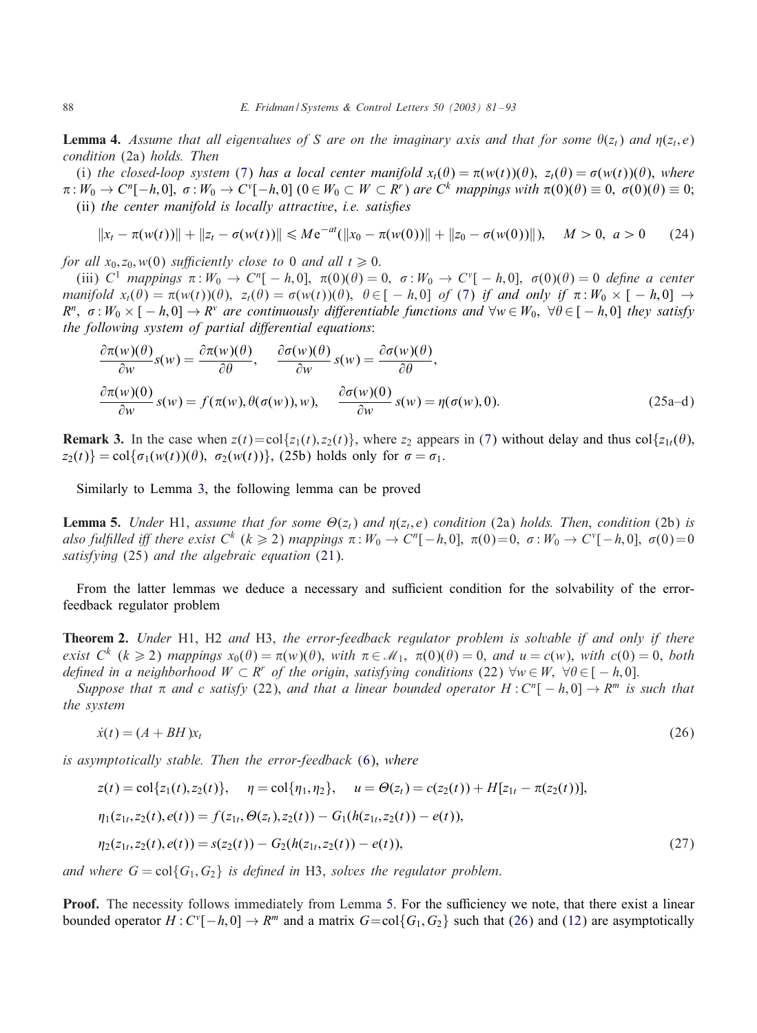**Lemma 4.** *Assume that all eigenvalues of $S$ are on the imaginary axis and that for some $\theta(z_t)$ and $\eta(z_t, e)$ condition* (2a) *holds. Then*

(i) *the closed-loop system* (7) *has a local center manifold $x_t(\theta) = \pi(w(t))(\theta)$, $z_t(\theta) = \sigma(w(t))(\theta)$, where $\pi : W_0 \to C^n[-h, 0]$, $\sigma : W_0 \to C^v[-h, 0]$ ($0 \in W_0 \subset W \subset R^r$) are $C^k$ mappings with $\pi(0)(\theta) \equiv 0$, $\sigma(0)(\theta) \equiv 0$;*

(ii) *the center manifold is locally attractive, i.e. satisfies*

$$\|x_t - \pi(w(t))\| + \|z_t - \sigma(w(t))\| \leqslant M e^{-at}(\|x_0 - \pi(w(0))\| + \|z_0 - \sigma(w(0))\|), \quad M > 0, \ a > 0 \tag{24}$$

*for all $x_0, z_0, w(0)$ sufficiently close to 0 and all $t \geqslant 0$.*

(iii) *$C^1$ mappings $\pi : W_0 \to C^n[-h, 0]$, $\pi(0)(\theta) = 0$, $\sigma : W_0 \to C^v[-h, 0]$, $\sigma(0)(\theta) = 0$ define a center manifold $x_t(\theta) = \pi(w(t))(\theta)$, $z_t(\theta) = \sigma(w(t))(\theta)$, $\theta \in [-h, 0]$ of* (7) *if and only if $\pi : W_0 \times [-h, 0] \to R^n$, $\sigma : W_0 \times [-h, 0] \to R^v$ are continuously differentiable functions and $\forall w \in W_0$, $\forall \theta \in [-h, 0]$ they satisfy the following system of partial differential equations*:

$$\frac{\partial \pi(w)(\theta)}{\partial w} s(w) = \frac{\partial \pi(w)(\theta)}{\partial \theta}, \qquad \frac{\partial \sigma(w)(\theta)}{\partial w} s(w) = \frac{\partial \sigma(w)(\theta)}{\partial \theta},$$

$$\frac{\partial \pi(w)(0)}{\partial w} s(w) = f(\pi(w), \theta(\sigma(w)), w), \qquad \frac{\partial \sigma(w)(0)}{\partial w} s(w) = \eta(\sigma(w), 0). \tag{25a–d}$$

**Remark 3.** In the case when $z(t) = \mathrm{col}\{z_1(t), z_2(t)\}$, where $z_2$ appears in (7) without delay and thus $\mathrm{col}\{z_{1t}(\theta), z_2(t)\} = \mathrm{col}\{\sigma_1(w(t))(\theta), \ \sigma_2(w(t))\}$, (25b) holds only for $\sigma = \sigma_1$.

Similarly to Lemma 3, the following lemma can be proved

**Lemma 5.** *Under* H1, *assume that for some $\Theta(z_t)$ and $\eta(z_t, e)$ condition* (2a) *holds. Then, condition* (2b) *is also fulfilled iff there exist $C^k$ ($k \geqslant 2$) mappings $\pi : W_0 \to C^n[-h, 0]$, $\pi(0) = 0$, $\sigma : W_0 \to C^v[-h, 0]$, $\sigma(0) = 0$ satisfying* (25) *and the algebraic equation* (21).

From the latter lemmas we deduce a necessary and sufficient condition for the solvability of the error-feedback regulator problem

**Theorem 2.** *Under* H1, H2 *and* H3, *the error-feedback regulator problem is solvable if and only if there exist $C^k$ ($k \geqslant 2$) mappings $x_0(\theta) = \pi(w)(\theta)$, with $\pi \in \mathscr{M}_1$, $\pi(0)(\theta) = 0$, and $u = c(w)$, with $c(0) = 0$, both defined in a neighborhood $W \subset R^r$ of the origin, satisfying conditions* (22) *$\forall w \in W$, $\forall \theta \in [-h, 0]$.*

*Suppose that $\pi$ and $c$ satisfy* (22), *and that a linear bounded operator $H : C^n[-h, 0] \to R^m$ is such that the system*

$$\dot{x}(t) = (A + BH)x_t \tag{26}$$

*is asymptotically stable. Then the error-feedback* (6), *where*

$$z(t) = \mathrm{col}\{z_1(t), z_2(t)\}, \quad \eta = \mathrm{col}\{\eta_1, \eta_2\}, \quad u = \Theta(z_t) = c(z_2(t)) + H[z_{1t} - \pi(z_2(t))],$$

$$\eta_1(z_{1t}, z_2(t), e(t)) = f(z_{1t}, \Theta(z_t), z_2(t)) - G_1(h(z_{1t}, z_2(t)) - e(t)),$$

$$\eta_2(z_{1t}, z_2(t), e(t)) = s(z_2(t)) - G_2(h(z_{1t}, z_2(t)) - e(t)), \tag{27}$$

*and where $G = \mathrm{col}\{G_1, G_2\}$ is defined in* H3, *solves the regulator problem.*

**Proof.** The necessity follows immediately from Lemma 5. For the sufficiency we note, that there exist a linear bounded operator $H : C^v[-h, 0] \to R^m$ and a matrix $G = \mathrm{col}\{G_1, G_2\}$ such that (26) and (12) are asymptotically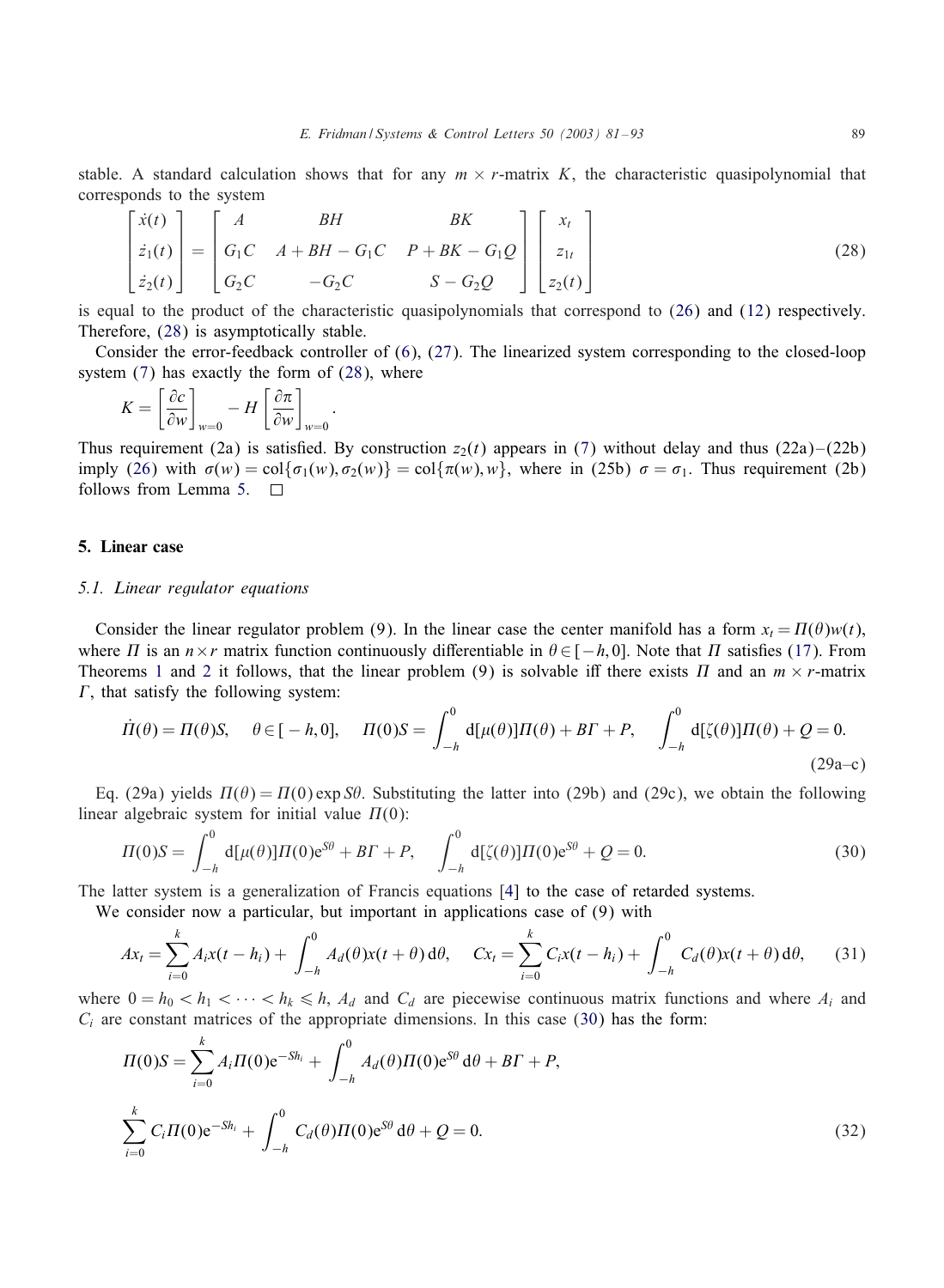stable. A standard calculation shows that for any $m \times r$-matrix $K$, the characteristic quasipolynomial that corresponds to the system

$$\begin{bmatrix} \dot{x}(t) \\ \dot{z}_1(t) \\ \dot{z}_2(t) \end{bmatrix} = \begin{bmatrix} A & BH & BK \\ G_1 C & A + BH - G_1 C & P + BK - G_1 Q \\ G_2 C & -G_2 C & S - G_2 Q \end{bmatrix} \begin{bmatrix} x_t \\ z_{1t} \\ z_2(t) \end{bmatrix} \tag{28}$$

is equal to the product of the characteristic quasipolynomials that correspond to (26) and (12) respectively. Therefore, (28) is asymptotically stable.

Consider the error-feedback controller of (6), (27). The linearized system corresponding to the closed-loop system (7) has exactly the form of (28), where

$$K = \left[\frac{\partial c}{\partial w}\right]_{w=0} - H\left[\frac{\partial \pi}{\partial w}\right]_{w=0}.$$

Thus requirement (2a) is satisfied. By construction $z_2(t)$ appears in (7) without delay and thus (22a)–(22b) imply (26) with $\sigma(w) = \mathrm{col}\{\sigma_1(w), \sigma_2(w)\} = \mathrm{col}\{\pi(w), w\}$, where in (25b) $\sigma = \sigma_1$. Thus requirement (2b) follows from Lemma 5. □

## 5. Linear case

### 5.1. Linear regulator equations

Consider the linear regulator problem (9). In the linear case the center manifold has a form $x_t = \Pi(\theta)w(t)$, where $\Pi$ is an $n \times r$ matrix function continuously differentiable in $\theta \in [-h, 0]$. Note that $\Pi$ satisfies (17). From Theorems 1 and 2 it follows, that the linear problem (9) is solvable iff there exists $\Pi$ and an $m \times r$-matrix $\Gamma$, that satisfy the following system:

$$\dot{\Pi}(\theta) = \Pi(\theta)S, \quad \theta \in [-h, 0], \quad \Pi(0)S = \int_{-h}^{0} \mathrm{d}[\mu(\theta)]\Pi(\theta) + B\Gamma + P, \quad \int_{-h}^{0} \mathrm{d}[\zeta(\theta)]\Pi(\theta) + Q = 0. \tag{29a–c}$$

Eq. (29a) yields $\Pi(\theta) = \Pi(0)\exp S\theta$. Substituting the latter into (29b) and (29c), we obtain the following linear algebraic system for initial value $\Pi(0)$:

$$\Pi(0)S = \int_{-h}^{0} \mathrm{d}[\mu(\theta)]\Pi(0)\mathrm{e}^{S\theta} + B\Gamma + P, \quad \int_{-h}^{0} \mathrm{d}[\zeta(\theta)]\Pi(0)\mathrm{e}^{S\theta} + Q = 0. \tag{30}$$

The latter system is a generalization of Francis equations [4] to the case of retarded systems.

We consider now a particular, but important in applications case of (9) with

$$Ax_t = \sum_{i=0}^{k} A_i x(t - h_i) + \int_{-h}^{0} A_d(\theta)x(t+\theta)\,\mathrm{d}\theta, \quad Cx_t = \sum_{i=0}^{k} C_i x(t - h_i) + \int_{-h}^{0} C_d(\theta)x(t+\theta)\,\mathrm{d}\theta, \tag{31}$$

where $0 = h_0 < h_1 < \cdots < h_k \leqslant h$, $A_d$ and $C_d$ are piecewise continuous matrix functions and where $A_i$ and $C_i$ are constant matrices of the appropriate dimensions. In this case (30) has the form:

$$\Pi(0)S = \sum_{i=0}^{k} A_i \Pi(0)\mathrm{e}^{-Sh_i} + \int_{-h}^{0} A_d(\theta)\Pi(0)\mathrm{e}^{S\theta}\,\mathrm{d}\theta + B\Gamma + P,$$

$$\sum_{i=0}^{k} C_i \Pi(0)\mathrm{e}^{-Sh_i} + \int_{-h}^{0} C_d(\theta)\Pi(0)\mathrm{e}^{S\theta}\,\mathrm{d}\theta + Q = 0. \tag{32}$$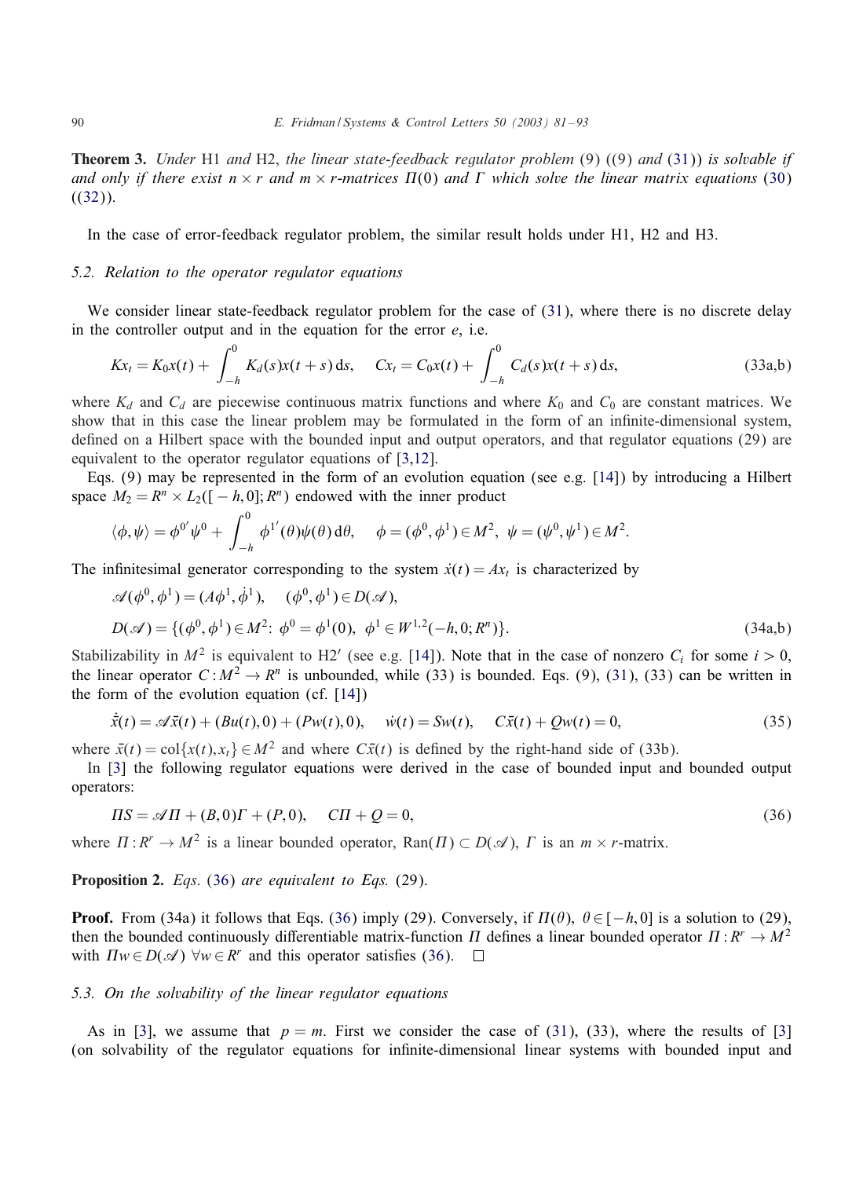**Theorem 3.** *Under* H1 *and* H2, *the linear state-feedback regulator problem* (9) ((9) *and* (31)) *is solvable if and only if there exist* $n \times r$ *and* $m \times r$*-matrices* $\Pi(0)$ *and* $\Gamma$ *which solve the linear matrix equations* (30) ((32)).

In the case of error-feedback regulator problem, the similar result holds under H1, H2 and H3.

### 5.2. Relation to the operator regulator equations

We consider linear state-feedback regulator problem for the case of (31), where there is no discrete delay in the controller output and in the equation for the error $e$, i.e.

$$Kx_t = K_0 x(t) + \int_{-h}^{0} K_d(s)x(t+s)\,\mathrm{d}s, \quad Cx_t = C_0 x(t) + \int_{-h}^{0} C_d(s)x(t+s)\,\mathrm{d}s, \tag{33a,b}$$

where $K_d$ and $C_d$ are piecewise continuous matrix functions and where $K_0$ and $C_0$ are constant matrices. We show that in this case the linear problem may be formulated in the form of an infinite-dimensional system, defined on a Hilbert space with the bounded input and output operators, and that regulator equations (29) are equivalent to the operator regulator equations of [3,12].

Eqs. (9) may be represented in the form of an evolution equation (see e.g. [14]) by introducing a Hilbert space $M_2 = R^n \times L_2([-h,0]; R^n)$ endowed with the inner product

$$\langle \phi, \psi \rangle = \phi^{0'}\psi^0 + \int_{-h}^{0} \phi^{1'}(\theta)\psi(\theta)\,\mathrm{d}\theta, \quad \phi = (\phi^0, \phi^1) \in M^2, \ \psi = (\psi^0, \psi^1) \in M^2.$$

The infinitesimal generator corresponding to the system $\dot{x}(t) = Ax_t$ is characterized by

$$\mathscr{A}(\phi^0, \phi^1) = (A\phi^1, \dot{\phi}^1), \quad (\phi^0, \phi^1) \in D(\mathscr{A}),$$

$$D(\mathscr{A}) = \{(\phi^0, \phi^1) \in M^2\colon\ \phi^0 = \phi^1(0),\ \phi^1 \in W^{1,2}(-h, 0; R^n)\}. \tag{34a,b}$$

Stabilizability in $M^2$ is equivalent to H2$'$ (see e.g. [14]). Note that in the case of nonzero $C_i$ for some $i > 0$, the linear operator $C: M^2 \to R^n$ is unbounded, while (33) is bounded. Eqs. (9), (31), (33) can be written in the form of the evolution equation (cf. [14])

$$\dot{\bar{x}}(t) = \mathscr{A}\bar{x}(t) + (Bu(t), 0) + (Pw(t), 0), \quad \dot{w}(t) = Sw(t), \quad C\bar{x}(t) + Qw(t) = 0, \tag{35}$$

where $\bar{x}(t) = \mathrm{col}\{x(t), x_t\} \in M^2$ and where $C\bar{x}(t)$ is defined by the right-hand side of (33b).

In [3] the following regulator equations were derived in the case of bounded input and bounded output operators:

$$\Pi S = \mathscr{A}\Pi + (B, 0)\Gamma + (P, 0), \quad C\Pi + Q = 0, \tag{36}$$

where $\Pi: R^r \to M^2$ is a linear bounded operator, $\mathrm{Ran}(\Pi) \subset D(\mathscr{A})$, $\Gamma$ is an $m \times r$-matrix.

**Proposition 2.** *Eqs.* (36) *are equivalent to Eqs.* (29).

**Proof.** From (34a) it follows that Eqs. (36) imply (29). Conversely, if $\Pi(\theta)$, $\theta \in [-h, 0]$ is a solution to (29), then the bounded continuously differentiable matrix-function $\Pi$ defines a linear bounded operator $\Pi: R^r \to M^2$ with $\Pi w \in D(\mathscr{A})$ $\forall w \in R^r$ and this operator satisfies (36). □

### 5.3. On the solvability of the linear regulator equations

As in [3], we assume that $p = m$. First we consider the case of (31), (33), where the results of [3] (on solvability of the regulator equations for infinite-dimensional linear systems with bounded input and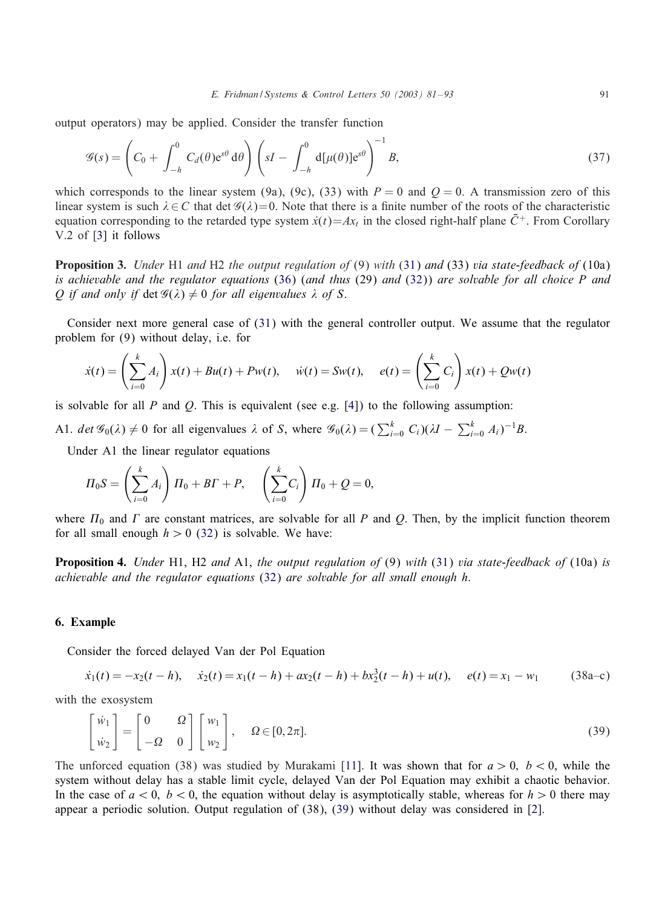output operators) may be applied. Consider the transfer function

$$\mathscr{G}(s) = \left( C_0 + \int_{-h}^{0} C_d(\theta) e^{s\theta} \, d\theta \right) \left( sI - \int_{-h}^{0} d[\mu(\theta)] e^{s\theta} \right)^{-1} B, \tag{37}$$

which corresponds to the linear system (9a), (9c), (33) with $P = 0$ and $Q = 0$. A transmission zero of this linear system is such $\lambda \in C$ that $\det \mathscr{G}(\lambda) = 0$. Note that there is a finite number of the roots of the characteristic equation corresponding to the retarded type system $\dot{x}(t) = Ax_t$ in the closed right-half plane $\bar{C}^+$. From Corollary V.2 of [3] it follows

**Proposition 3.** *Under* H1 *and* H2 *the output regulation of* (9) *with* (31) *and* (33) *via state-feedback of* (10a) *is achievable and the regulator equations* (36) (*and thus* (29) *and* (32)) *are solvable for all choice P and Q if and only if* $\det \mathscr{G}(\lambda) \neq 0$ *for all eigenvalues $\lambda$ of $S$.*

Consider next more general case of (31) with the general controller output. We assume that the regulator problem for (9) without delay, i.e. for

$$\dot{x}(t) = \left( \sum_{i=0}^{k} A_i \right) x(t) + Bu(t) + Pw(t), \quad \dot{w}(t) = Sw(t), \quad e(t) = \left( \sum_{i=0}^{k} C_i \right) x(t) + Qw(t)$$

is solvable for all $P$ and $Q$. This is equivalent (see e.g. [4]) to the following assumption:

A1. $\det \mathscr{G}_0(\lambda) \neq 0$ for all eigenvalues $\lambda$ of $S$, where $\mathscr{G}_0(\lambda) = (\sum_{i=0}^{k} C_i)(\lambda I - \sum_{i=0}^{k} A_i)^{-1} B$.

Under A1 the linear regulator equations

$$\Pi_0 S = \left( \sum_{i=0}^{k} A_i \right) \Pi_0 + B\Gamma + P, \quad \left( \sum_{i=0}^{k} C_i \right) \Pi_0 + Q = 0,$$

where $\Pi_0$ and $\Gamma$ are constant matrices, are solvable for all $P$ and $Q$. Then, by the implicit function theorem for all small enough $h > 0$ (32) is solvable. We have:

**Proposition 4.** *Under* H1, H2 *and* A1, *the output regulation of* (9) *with* (31) *via state-feedback of* (10a) *is achievable and the regulator equations* (32) *are solvable for all small enough h.*

## 6. Example

Consider the forced delayed Van der Pol Equation

$$\dot{x}_1(t) = -x_2(t-h), \quad \dot{x}_2(t) = x_1(t-h) + ax_2(t-h) + bx_2^3(t-h) + u(t), \quad e(t) = x_1 - w_1 \tag{38a–c}$$

with the exosystem

$$\begin{bmatrix} \dot{w}_1 \\ \dot{w}_2 \end{bmatrix} = \begin{bmatrix} 0 & \Omega \\ -\Omega & 0 \end{bmatrix} \begin{bmatrix} w_1 \\ w_2 \end{bmatrix}, \quad \Omega \in [0, 2\pi]. \tag{39}$$

The unforced equation (38) was studied by Murakami [11]. It was shown that for $a > 0$, $b < 0$, while the system without delay has a stable limit cycle, delayed Van der Pol Equation may exhibit a chaotic behavior. In the case of $a < 0$, $b < 0$, the equation without delay is asymptotically stable, whereas for $h > 0$ there may appear a periodic solution. Output regulation of (38), (39) without delay was considered in [2].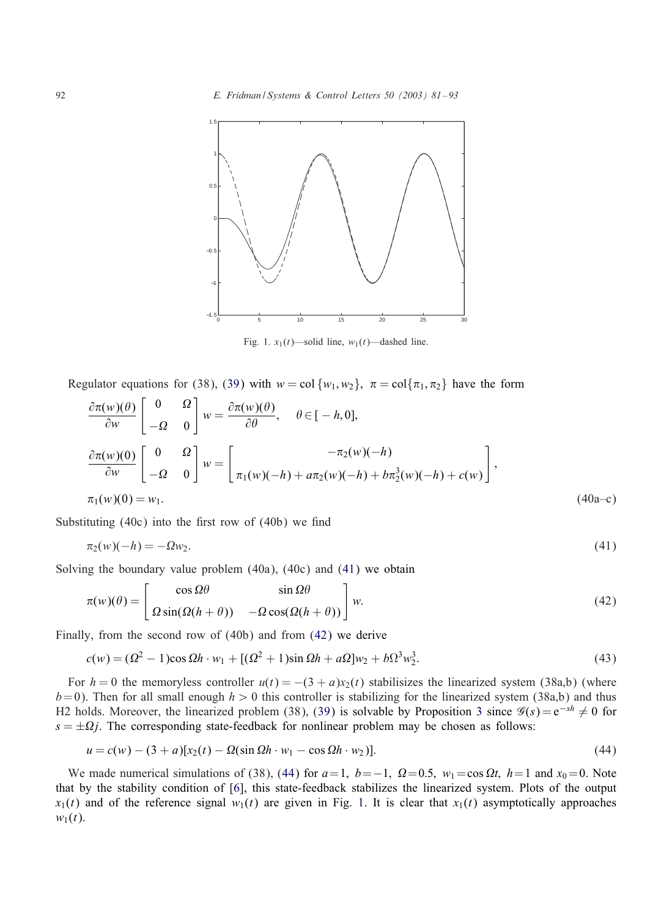Fig. 1. $x_1(t)$—solid line, $w_1(t)$—dashed line.

Regulator equations for (38), (39) with $w = \mathrm{col}\{w_1, w_2\}$, $\pi = \mathrm{col}\{\pi_1, \pi_2\}$ have the form

$$
\begin{aligned}
&\frac{\partial \pi(w)(\theta)}{\partial w} \begin{bmatrix} 0 & \Omega \\ -\Omega & 0 \end{bmatrix} w = \frac{\partial \pi(w)(\theta)}{\partial \theta}, \quad \theta \in [-h, 0], \\
&\frac{\partial \pi(w)(0)}{\partial w} \begin{bmatrix} 0 & \Omega \\ -\Omega & 0 \end{bmatrix} w = \begin{bmatrix} -\pi_2(w)(-h) \\ \pi_1(w)(-h) + a\pi_2(w)(-h) + b\pi_2^3(w)(-h) + c(w) \end{bmatrix}, \\
&\pi_1(w)(0) = w_1.
\end{aligned}
\tag{40a–c}
$$

Substituting (40c) into the first row of (40b) we find

$$
\pi_2(w)(-h) = -\Omega w_2. \tag{41}
$$

Solving the boundary value problem (40a), (40c) and (41) we obtain

$$
\pi(w)(\theta) = \begin{bmatrix} \cos \Omega\theta & \sin \Omega\theta \\ \Omega \sin(\Omega(h+\theta)) & -\Omega \cos(\Omega(h+\theta)) \end{bmatrix} w. \tag{42}
$$

Finally, from the second row of (40b) and from (42) we derive

$$
c(w) = (\Omega^2 - 1)\cos \Omega h \cdot w_1 + [(\Omega^2 + 1)\sin \Omega h + a\Omega] w_2 + b\Omega^3 w_2^3. \tag{43}
$$

For $h = 0$ the memoryless controller $u(t) = -(3 + a)x_2(t)$ stabilisizes the linearized system (38a,b) (where $b = 0$). Then for all small enough $h > 0$ this controller is stabilizing for the linearized system (38a,b) and thus H2 holds. Moreover, the linearized problem (38), (39) is solvable by Proposition 3 since $\mathscr{G}(s) = e^{-sh} \neq 0$ for $s = \pm\Omega j$. The corresponding state-feedback for nonlinear problem may be chosen as follows:

$$
u = c(w) - (3 + a)[x_2(t) - \Omega(\sin \Omega h \cdot w_1 - \cos \Omega h \cdot w_2)]. \tag{44}
$$

We made numerical simulations of (38), (44) for $a = 1$, $b = -1$, $\Omega = 0.5$, $w_1 = \cos \Omega t$, $h = 1$ and $x_0 = 0$. Note that by the stability condition of [6], this state-feedback stabilizes the linearized system. Plots of the output $x_1(t)$ and of the reference signal $w_1(t)$ are given in Fig. 1. It is clear that $x_1(t)$ asymptotically approaches $w_1(t)$.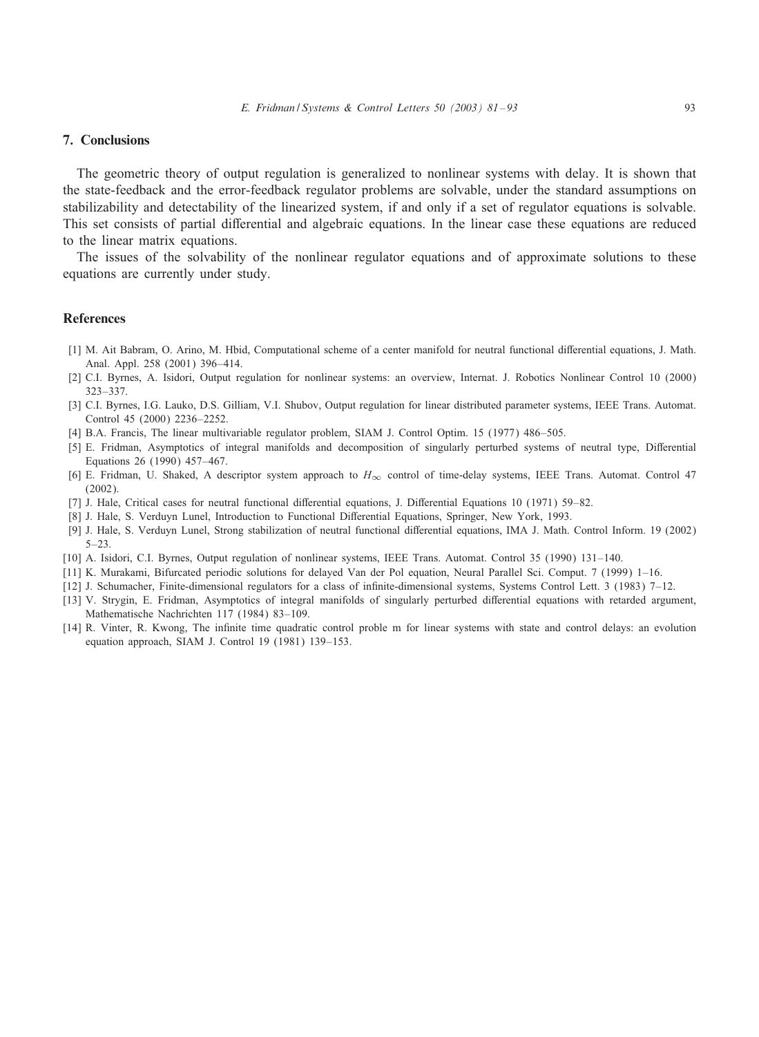## 7. Conclusions

The geometric theory of output regulation is generalized to nonlinear systems with delay. It is shown that the state-feedback and the error-feedback regulator problems are solvable, under the standard assumptions on stabilizability and detectability of the linearized system, if and only if a set of regulator equations is solvable. This set consists of partial differential and algebraic equations. In the linear case these equations are reduced to the linear matrix equations.

The issues of the solvability of the nonlinear regulator equations and of approximate solutions to these equations are currently under study.

## References

[1] M. Ait Babram, O. Arino, M. Hbid, Computational scheme of a center manifold for neutral functional differential equations, J. Math. Anal. Appl. 258 (2001) 396–414.

[2] C.I. Byrnes, A. Isidori, Output regulation for nonlinear systems: an overview, Internat. J. Robotics Nonlinear Control 10 (2000) 323–337.

[3] C.I. Byrnes, I.G. Lauko, D.S. Gilliam, V.I. Shubov, Output regulation for linear distributed parameter systems, IEEE Trans. Automat. Control 45 (2000) 2236–2252.

[4] B.A. Francis, The linear multivariable regulator problem, SIAM J. Control Optim. 15 (1977) 486–505.

[5] E. Fridman, Asymptotics of integral manifolds and decomposition of singularly perturbed systems of neutral type, Differential Equations 26 (1990) 457–467.

[6] E. Fridman, U. Shaked, A descriptor system approach to $H_\infty$ control of time-delay systems, IEEE Trans. Automat. Control 47 (2002).

[7] J. Hale, Critical cases for neutral functional differential equations, J. Differential Equations 10 (1971) 59–82.

[8] J. Hale, S. Verduyn Lunel, Introduction to Functional Differential Equations, Springer, New York, 1993.

[9] J. Hale, S. Verduyn Lunel, Strong stabilization of neutral functional differential equations, IMA J. Math. Control Inform. 19 (2002) 5–23.

[10] A. Isidori, C.I. Byrnes, Output regulation of nonlinear systems, IEEE Trans. Automat. Control 35 (1990) 131–140.

[11] K. Murakami, Bifurcated periodic solutions for delayed Van der Pol equation, Neural Parallel Sci. Comput. 7 (1999) 1–16.

[12] J. Schumacher, Finite-dimensional regulators for a class of infinite-dimensional systems, Systems Control Lett. 3 (1983) 7–12.

[13] V. Strygin, E. Fridman, Asymptotics of integral manifolds of singularly perturbed differential equations with retarded argument, Mathematische Nachrichten 117 (1984) 83–109.

[14] R. Vinter, R. Kwong, The infinite time quadratic control proble m for linear systems with state and control delays: an evolution equation approach, SIAM J. Control 19 (1981) 139–153.